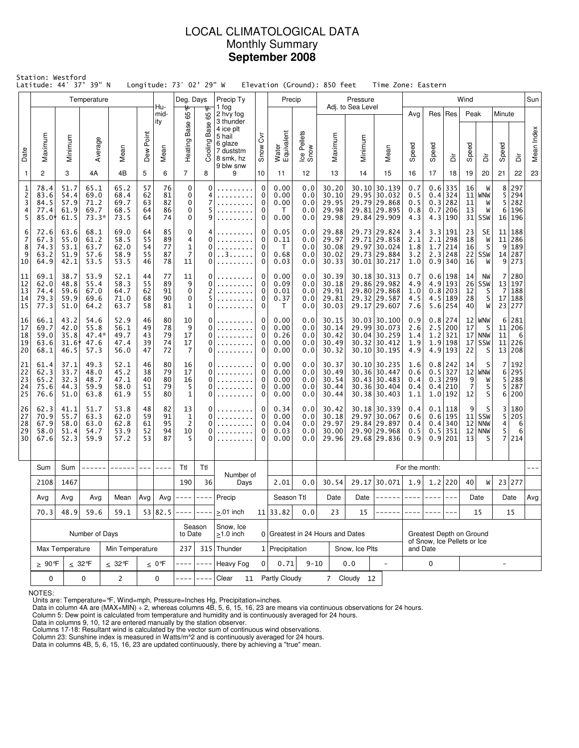# LOCAL CLIMATOLOGICAL DATA
## Monthly Summary
## **September 2008**

Station: Westford
Latitude: 44° 37' 39" N   Longitude: 73° 02' 29" W   Elevation (Ground): 850 feet   Time Zone: Eastern

| Date | Temperature Maximum | Temperature Minimum | Temperature Average | Temperature Mean | Dew Point | Humidity Mean | Deg. Days Heating Base 65°F | Deg. Days Cooling Base 65°F | Precip Ty | Snow Cvr | Precip Water Equivalent | Precip Ice Pellets Snow | Pressure Maximum | Pressure Minimum | Pressure Mean | Wind Avg Speed | Wind Res Speed | Wind Res Dir | Wind Peak Speed | Wind Peak Dir | Wind Minute Speed | Wind Minute Dir | Sun Mean Index |
|---|---|---|---|---|---|---|---|---|---|---|---|---|---|---|---|---|---|---|---|---|---|---|---|
| 1 | 2 | 3 | 4A | 4B | 5 | 6 | 7 | 8 | 9 | 10 | 11 | 12 | 13 | 14 | 15 | 16 | 17 | 18 | 19 | 20 | 21 | 22 | 23 |
| 1 | 78.4 | 51.7 | 65.1 | 65.2 | 57 | 76 | 0 | 0 | ......... | 0 | 0.00 | 0.0 | 30.20 | 30.10 | 30.139 | 0.7 | 0.6 | 335 | 16 | W | 8 | 297 | |
| 2 | 83.6 | 54.4 | 69.0 | 68.4 | 62 | 81 | 0 | 4 | ......... | 0 | 0.00 | 0.0 | 30.10 | 29.95 | 30.032 | 0.5 | 0.4 | 324 | 11 | WNW | 5 | 294 | |
| 3 | 84.5 | 57.9 | 71.2 | 69.7 | 63 | 82 | 0 | 7 | ......... | 0 | 0.00 | 0.0 | 29.95 | 29.79 | 29.868 | 0.5 | 0.3 | 282 | 11 | W | 5 | 282 | |
| 4 | 77.4 | 61.9 | 69.7 | 68.5 | 64 | 86 | 0 | 5 | ......... | 0 | T | 0.0 | 29.98 | 29.81 | 29.895 | 0.8 | 0.7 | 206 | 13 | W | 6 | 196 | |
| 5 | 85.0* | 61.5 | 73.3* | 73.5 | 64 | 74 | 0 | 9 | ......... | 0 | 0.00 | 0.0 | 29.98 | 29.84 | 29.909 | 4.3 | 4.3 | 190 | 31 | SSW | 16 | 196 | |
| 6 | 72.6 | 63.6 | 68.1 | 69.0 | 64 | 85 | 0 | 4 | ......... | 0 | 0.05 | 0.0 | 29.88 | 29.73 | 29.824 | 3.4 | 3.3 | 191 | 23 | SE | 11 | 188 | |
| 7 | 67.3 | 55.0 | 61.2 | 58.5 | 55 | 89 | 4 | 0 | ......... | 0 | 0.11 | 0.0 | 29.97 | 29.71 | 29.858 | 2.1 | 2.1 | 298 | 18 | W | 11 | 286 | |
| 8 | 74.3 | 53.1 | 63.7 | 62.0 | 54 | 77 | 1 | 0 | ......... | 0 | T | 0.0 | 30.08 | 29.97 | 30.024 | 1.8 | 1.7 | 214 | 16 | S | 9 | 189 | |
| 9 | 63.2 | 51.9 | 57.6 | 58.9 | 55 | 87 | 7 | 0 | ..3...... | 0 | 0.68 | 0.0 | 30.02 | 29.73 | 29.884 | 3.2 | 2.3 | 248 | 22 | SSW | 14 | 287 | |
| 10 | 64.9 | 42.1 | 53.5 | 53.5 | 46 | 78 | 11 | 0 | ......... | 0 | 0.03 | 0.0 | 30.33 | 30.01 | 30.217 | 1.0 | 0.9 | 340 | 16 | W | 9 | 273 | |
| 11 | 69.1 | 38.7 | 53.9 | 52.1 | 44 | 77 | 11 | 0 | ......... | 0 | 0.00 | 0.0 | 30.39 | 30.18 | 30.313 | 0.7 | 0.6 | 198 | 14 | NW | 7 | 280 | |
| 12 | 62.0 | 48.8 | 55.4 | 58.3 | 55 | 89 | 9 | 0 | ......... | 0 | 0.09 | 0.0 | 30.18 | 29.86 | 29.982 | 4.9 | 4.9 | 193 | 26 | SSW | 13 | 197 | |
| 13 | 74.4 | 59.6 | 67.0 | 64.7 | 62 | 91 | 0 | 2 | ......... | 0 | 0.01 | 0.0 | 29.91 | 29.80 | 29.868 | 1.0 | 0.8 | 203 | 12 | S | 7 | 188 | |
| 14 | 79.3 | 59.9 | 69.6 | 71.0 | 68 | 90 | 0 | 5 | ......... | 0 | 0.37 | 0.0 | 29.81 | 29.32 | 29.587 | 4.5 | 4.5 | 189 | 28 | S | 17 | 188 | |
| 15 | 77.3 | 51.0 | 64.2 | 63.7 | 58 | 81 | 1 | 0 | ......... | 0 | T | 0.0 | 30.03 | 29.17 | 29.607 | 7.6 | 5.6 | 254 | 40 | W | 23 | 277 | |
| 16 | 66.1 | 43.2 | 54.6 | 52.9 | 46 | 80 | 10 | 0 | ......... | 0 | 0.00 | 0.0 | 30.15 | 30.03 | 30.100 | 0.9 | 0.8 | 274 | 12 | WNW | 6 | 281 | |
| 17 | 69.7 | 42.0 | 55.8 | 56.1 | 49 | 78 | 9 | 0 | ......... | 0 | 0.00 | 0.0 | 30.14 | 29.99 | 30.073 | 2.6 | 2.5 | 200 | 17 | S | 11 | 206 | |
| 18 | 59.0 | 35.8 | 47.4* | 49.7 | 43 | 79 | 17 | 0 | ......... | 0 | 0.26 | 0.0 | 30.42 | 30.04 | 30.259 | 1.4 | 1.2 | 321 | 17 | NNW | 11 | 6 | |
| 19 | 63.6 | 31.6* | 47.6 | 47.4 | 39 | 74 | 17 | 0 | ......... | 0 | 0.00 | 0.0 | 30.49 | 30.32 | 30.412 | 1.9 | 1.9 | 198 | 17 | SSW | 11 | 226 | |
| 20 | 68.1 | 46.5 | 57.3 | 56.0 | 47 | 72 | 7 | 0 | ......... | 0 | 0.00 | 0.0 | 30.32 | 30.10 | 30.195 | 4.9 | 4.9 | 193 | 22 | S | 13 | 208 | |
| 21 | 61.4 | 37.1 | 49.3 | 52.1 | 46 | 80 | 16 | 0 | ......... | 0 | 0.00 | 0.0 | 30.37 | 30.10 | 30.235 | 1.6 | 0.8 | 242 | 14 | S | 7 | 192 | |
| 22 | 62.3 | 33.7 | 48.0 | 45.2 | 38 | 79 | 17 | 0 | ......... | 0 | 0.00 | 0.0 | 30.49 | 30.36 | 30.447 | 0.6 | 0.5 | 327 | 12 | WNW | 6 | 295 | |
| 23 | 65.2 | 32.3 | 48.7 | 47.1 | 40 | 80 | 16 | 0 | ......... | 0 | 0.00 | 0.0 | 30.54 | 30.43 | 30.483 | 0.4 | 0.3 | 299 | 9 | W | 5 | 288 | |
| 24 | 75.6 | 44.3 | 59.9 | 58.0 | 51 | 79 | 5 | 0 | ......... | 0 | 0.00 | 0.0 | 30.44 | 30.36 | 30.404 | 0.4 | 0.4 | 210 | 7 | S | 5 | 287 | |
| 25 | 76.6 | 51.0 | 63.8 | 61.9 | 55 | 80 | 1 | 0 | ......... | 0 | 0.00 | 0.0 | 30.44 | 30.38 | 30.403 | 1.1 | 1.0 | 192 | 12 | S | 6 | 200 | |
| 26 | 62.3 | 41.1 | 51.7 | 53.8 | 48 | 82 | 13 | 0 | ......... | 0 | 0.34 | 0.0 | 30.42 | 30.18 | 30.339 | 0.4 | 0.1 | 118 | 9 | S | 3 | 180 | |
| 27 | 70.9 | 55.7 | 63.3 | 62.0 | 59 | 91 | 1 | 0 | ......... | 0 | 0.00 | 0.0 | 30.18 | 29.97 | 30.067 | 0.6 | 0.6 | 195 | 11 | SSW | 5 | 205 | |
| 28 | 67.9 | 58.0 | 63.0 | 62.8 | 61 | 95 | 2 | 0 | ......... | 0 | 0.04 | 0.0 | 29.97 | 29.84 | 29.897 | 0.4 | 0.4 | 340 | 12 | NNW | 4 | 6 | |
| 29 | 58.0 | 51.4 | 54.7 | 53.9 | 52 | 94 | 10 | 0 | ......... | 0 | 0.03 | 0.0 | 30.00 | 29.90 | 29.968 | 0.5 | 0.5 | 351 | 12 | NNW | 5 | 6 | |
| 30 | 67.6 | 52.3 | 59.9 | 57.2 | 53 | 87 | 5 | 0 | ......... | 0 | 0.00 | 0.0 | 29.96 | 29.68 | 29.836 | 0.9 | 0.9 | 201 | 13 | S | 7 | 214 | |

| | Sum | Sum | ------ | ------ | --- | ---- | Ttl | Ttl | Number of Days | | | | For the month: | | | | | | | | | | --- |
|---|---|---|---|---|---|---|---|---|---|---|---|---|---|---|---|---|---|---|---|---|---|---|---|
| | 2108 | 1467 | | | | | 190 | 36 | | | 2.01 | 0.0 | 30.54 | 29.17 | 30.071 | 1.9 | 1.2 | 220 | 40 | W | 23 | 277 | |
| | Avg | Avg | Avg | Mean | Avg | Avg | ---- | ---- | Precip | | Season Ttl | | Date | Date | ------ | ---- | ---- | --- | Date | | Date | | Avg |
| | 70.3 | 48.9 | 59.6 | 59.1 | 53 | 82.5 | ---- | ---- | ≥.01 inch | 11 | 33.82 | 0.0 | 23 | 15 | ------ | ---- | ---- | --- | 15 | | 15 | | |

| Number of Days | | | | Season to Date | | Snow, Ice ≥1.0 inch | 0 | Greatest in 24 Hours and Dates | | | | Greatest Depth on Ground of Snow, Ice Pellets or Ice and Date | |
|---|---|---|---|---|---|---|---|---|---|---|---|---|---|
| Max Temperature | | Min Temperature | | 237 | 315 | Thunder | 1 | Precipitation | | Snow, Ice Plts | | | |
| ≥ 90°F | ≤ 32°F | ≤ 32°F | ≤ 0°F | ---- | ---- | Heavy Fog | 0 | 0.71 | 9-10 | 0.0 | - | 0 | - |
| 0 | 0 | 2 | 0 | ---- | ---- | Clear | 11 | Partly Cloudy | 7 | Cloudy | 12 | | |

Precip Ty codes: 1 fog, 2 hvy fog, 3 thunder, 4 ice plt, 5 hail, 6 glaze, 7 duststm, 8 smk, hz, 9 blw snw

NOTES:
Units are: Temperature=°F, Wind=mph, Pressure=Inches Hg, Precipitation=inches.
Data in column 4A are (MAX+MIN) ÷ 2, whereas columns 4B, 5, 6, 15, 16, 23 are means via continuous observations for 24 hours.
Column 5: Dew point is calculated from temperature and humidity and is continuously averaged for 24 hours.
Data in columns 9, 10, 12 are entered manually by the station observer.
Columns 17-18: Resultant wind is calculated by the vector sum of continuous wind observations.
Column 23: Sunshine index is measured in Watts/m^2 and is continuously averaged for 24 hours.
Data in columns 4B, 5, 6, 15, 16, 23 are updated continuously, there by achieving a "true" mean.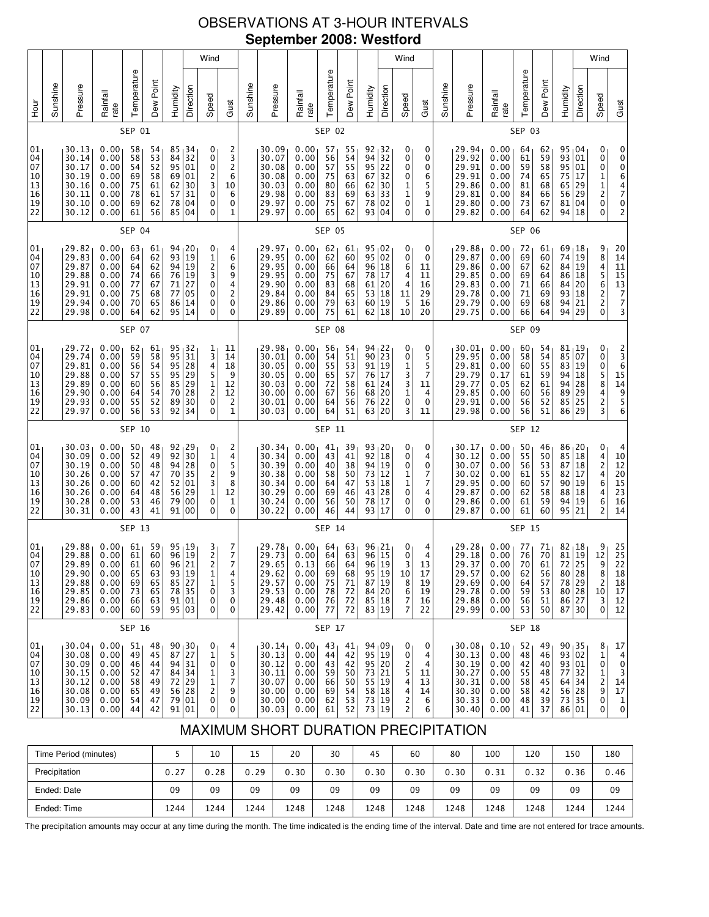# OBSERVATIONS AT 3-HOUR INTERVALS

## September 2008: Westford

### SEP 01

| Hour | Sunshine | Pressure | Rainfall rate | Temperature | Dew Point | Humidity | Wind Direction | Wind Speed | Wind Gust |
|---|---|---|---|---|---|---|---|---|---|
| 01 | | 30.13 | 0.00 | 58 | 54 | 85 | 34 | 0 | 2 |
| 04 | | 30.14 | 0.00 | 58 | 53 | 84 | 32 | 0 | 3 |
| 07 | | 30.17 | 0.00 | 54 | 52 | 95 | 01 | 0 | 2 |
| 10 | | 30.19 | 0.00 | 69 | 58 | 69 | 01 | 2 | 6 |
| 13 | | 30.16 | 0.00 | 75 | 61 | 62 | 30 | 3 | 10 |
| 16 | | 30.11 | 0.00 | 78 | 61 | 57 | 31 | 0 | 6 |
| 19 | | 30.10 | 0.00 | 69 | 62 | 78 | 04 | 0 | 0 |
| 22 | | 30.12 | 0.00 | 61 | 56 | 85 | 04 | 0 | 1 |

### SEP 02

| Hour | Sunshine | Pressure | Rainfall rate | Temperature | Dew Point | Humidity | Wind Direction | Wind Speed | Wind Gust |
|---|---|---|---|---|---|---|---|---|---|
| 01 | | 30.09 | 0.00 | 57 | 55 | 92 | 32 | 0 | 0 |
| 04 | | 30.07 | 0.00 | 56 | 54 | 94 | 32 | 0 | 0 |
| 07 | | 30.08 | 0.00 | 57 | 55 | 95 | 22 | 0 | 0 |
| 10 | | 30.08 | 0.00 | 75 | 63 | 67 | 32 | 0 | 6 |
| 13 | | 30.03 | 0.00 | 80 | 66 | 62 | 30 | 1 | 5 |
| 16 | | 29.98 | 0.00 | 83 | 69 | 63 | 33 | 1 | 9 |
| 19 | | 29.97 | 0.00 | 75 | 67 | 78 | 02 | 0 | 1 |
| 22 | | 29.97 | 0.00 | 65 | 62 | 93 | 04 | 0 | 0 |

### SEP 03

| Hour | Sunshine | Pressure | Rainfall rate | Temperature | Dew Point | Humidity | Wind Direction | Wind Speed | Wind Gust |
|---|---|---|---|---|---|---|---|---|---|
| 01 | | 29.94 | 0.00 | 64 | 62 | 95 | 04 | 0 | 0 |
| 04 | | 29.92 | 0.00 | 61 | 59 | 93 | 01 | 0 | 0 |
| 07 | | 29.91 | 0.00 | 59 | 58 | 95 | 01 | 0 | 0 |
| 10 | | 29.91 | 0.00 | 74 | 65 | 75 | 17 | 1 | 6 |
| 13 | | 29.86 | 0.00 | 81 | 68 | 65 | 29 | 1 | 4 |
| 16 | | 29.81 | 0.00 | 84 | 66 | 56 | 29 | 2 | 7 |
| 19 | | 29.80 | 0.00 | 73 | 67 | 81 | 04 | 0 | 0 |
| 22 | | 29.82 | 0.00 | 64 | 62 | 94 | 18 | 0 | 2 |

### SEP 04

| Hour | Sunshine | Pressure | Rainfall rate | Temperature | Dew Point | Humidity | Wind Direction | Wind Speed | Wind Gust |
|---|---|---|---|---|---|---|---|---|---|
| 01 | | 29.82 | 0.00 | 63 | 61 | 94 | 20 | 0 | 4 |
| 04 | | 29.83 | 0.00 | 64 | 62 | 93 | 19 | 1 | 6 |
| 07 | | 29.87 | 0.00 | 64 | 62 | 94 | 19 | 2 | 6 |
| 10 | | 29.88 | 0.00 | 74 | 66 | 76 | 19 | 3 | 9 |
| 13 | | 29.91 | 0.00 | 77 | 67 | 71 | 27 | 0 | 4 |
| 16 | | 29.91 | 0.00 | 75 | 68 | 77 | 05 | 0 | 2 |
| 19 | | 29.94 | 0.00 | 70 | 65 | 86 | 14 | 0 | 0 |
| 22 | | 29.98 | 0.00 | 64 | 62 | 95 | 14 | 0 | 0 |

### SEP 05

| Hour | Sunshine | Pressure | Rainfall rate | Temperature | Dew Point | Humidity | Wind Direction | Wind Speed | Wind Gust |
|---|---|---|---|---|---|---|---|---|---|
| 01 | | 29.97 | 0.00 | 62 | 61 | 95 | 02 | 0 | 0 |
| 04 | | 29.95 | 0.00 | 62 | 60 | 95 | 02 | 0 | 0 |
| 07 | | 29.95 | 0.00 | 66 | 64 | 96 | 18 | 6 | 11 |
| 10 | | 29.95 | 0.00 | 75 | 67 | 78 | 17 | 4 | 11 |
| 13 | | 29.90 | 0.00 | 83 | 68 | 61 | 20 | 4 | 16 |
| 16 | | 29.84 | 0.00 | 84 | 65 | 53 | 18 | 11 | 29 |
| 19 | | 29.86 | 0.00 | 79 | 63 | 60 | 19 | 5 | 16 |
| 22 | | 29.89 | 0.00 | 75 | 61 | 62 | 18 | 10 | 20 |

### SEP 06

| Hour | Sunshine | Pressure | Rainfall rate | Temperature | Dew Point | Humidity | Wind Direction | Wind Speed | Wind Gust |
|---|---|---|---|---|---|---|---|---|---|
| 01 | | 29.88 | 0.00 | 72 | 61 | 69 | 18 | 9 | 20 |
| 04 | | 29.87 | 0.00 | 69 | 60 | 74 | 19 | 8 | 14 |
| 07 | | 29.86 | 0.00 | 67 | 62 | 84 | 19 | 4 | 11 |
| 10 | | 29.85 | 0.00 | 69 | 64 | 86 | 18 | 5 | 15 |
| 13 | | 29.83 | 0.00 | 71 | 66 | 84 | 20 | 6 | 13 |
| 16 | | 29.78 | 0.00 | 71 | 69 | 93 | 18 | 2 | 7 |
| 19 | | 29.79 | 0.00 | 69 | 68 | 94 | 21 | 2 | 7 |
| 22 | | 29.75 | 0.00 | 66 | 64 | 94 | 29 | 0 | 3 |

### SEP 07

| Hour | Sunshine | Pressure | Rainfall rate | Temperature | Dew Point | Humidity | Wind Direction | Wind Speed | Wind Gust |
|---|---|---|---|---|---|---|---|---|---|
| 01 | | 29.72 | 0.00 | 62 | 61 | 95 | 32 | 1 | 11 |
| 04 | | 29.74 | 0.00 | 59 | 58 | 95 | 31 | 3 | 14 |
| 07 | | 29.81 | 0.00 | 56 | 54 | 95 | 28 | 4 | 18 |
| 10 | | 29.88 | 0.00 | 57 | 55 | 95 | 29 | 5 | 9 |
| 13 | | 29.89 | 0.00 | 60 | 56 | 85 | 29 | 1 | 12 |
| 16 | | 29.90 | 0.00 | 64 | 54 | 70 | 28 | 2 | 12 |
| 19 | | 29.93 | 0.00 | 55 | 52 | 89 | 30 | 0 | 2 |
| 22 | | 29.97 | 0.00 | 56 | 53 | 92 | 34 | 0 | 1 |

### SEP 08

| Hour | Sunshine | Pressure | Rainfall rate | Temperature | Dew Point | Humidity | Wind Direction | Wind Speed | Wind Gust |
|---|---|---|---|---|---|---|---|---|---|
| 01 | | 29.98 | 0.00 | 56 | 54 | 94 | 22 | 0 | 0 |
| 04 | | 30.01 | 0.00 | 54 | 51 | 90 | 23 | 0 | 5 |
| 07 | | 30.05 | 0.00 | 55 | 53 | 91 | 19 | 1 | 5 |
| 10 | | 30.05 | 0.00 | 65 | 57 | 76 | 17 | 3 | 7 |
| 13 | | 30.03 | 0.00 | 72 | 58 | 61 | 24 | 3 | 11 |
| 16 | | 30.00 | 0.00 | 67 | 56 | 68 | 20 | 1 | 4 |
| 19 | | 30.01 | 0.00 | 64 | 56 | 76 | 22 | 0 | 0 |
| 22 | | 30.03 | 0.00 | 64 | 51 | 63 | 20 | 3 | 11 |

### SEP 09

| Hour | Sunshine | Pressure | Rainfall rate | Temperature | Dew Point | Humidity | Wind Direction | Wind Speed | Wind Gust |
|---|---|---|---|---|---|---|---|---|---|
| 01 | | 30.01 | 0.00 | 60 | 54 | 81 | 19 | 0 | 2 |
| 04 | | 29.95 | 0.00 | 58 | 54 | 85 | 07 | 0 | 3 |
| 07 | | 29.81 | 0.00 | 60 | 55 | 83 | 19 | 0 | 6 |
| 10 | | 29.79 | 0.17 | 61 | 59 | 94 | 18 | 5 | 15 |
| 13 | | 29.77 | 0.05 | 62 | 61 | 94 | 28 | 8 | 14 |
| 16 | | 29.85 | 0.00 | 60 | 56 | 89 | 29 | 4 | 9 |
| 19 | | 29.91 | 0.00 | 56 | 52 | 85 | 25 | 2 | 5 |
| 22 | | 29.98 | 0.00 | 56 | 51 | 86 | 29 | 3 | 6 |

### SEP 10

| Hour | Sunshine | Pressure | Rainfall rate | Temperature | Dew Point | Humidity | Wind Direction | Wind Speed | Wind Gust |
|---|---|---|---|---|---|---|---|---|---|
| 01 | | 30.03 | 0.00 | 50 | 48 | 92 | 29 | 0 | 2 |
| 04 | | 30.09 | 0.00 | 52 | 49 | 92 | 30 | 1 | 4 |
| 07 | | 30.19 | 0.00 | 50 | 48 | 94 | 28 | 0 | 5 |
| 10 | | 30.26 | 0.00 | 57 | 47 | 70 | 35 | 2 | 9 |
| 13 | | 30.26 | 0.00 | 60 | 42 | 52 | 01 | 3 | 8 |
| 16 | | 30.26 | 0.00 | 64 | 48 | 56 | 29 | 1 | 12 |
| 19 | | 30.28 | 0.00 | 53 | 46 | 79 | 00 | 0 | 1 |
| 22 | | 30.31 | 0.00 | 43 | 41 | 91 | 00 | 0 | 0 |

### SEP 11

| Hour | Sunshine | Pressure | Rainfall rate | Temperature | Dew Point | Humidity | Wind Direction | Wind Speed | Wind Gust |
|---|---|---|---|---|---|---|---|---|---|
| 01 | | 30.34 | 0.00 | 41 | 39 | 93 | 20 | 0 | 0 |
| 04 | | 30.34 | 0.00 | 43 | 41 | 92 | 18 | 0 | 4 |
| 07 | | 30.36 | 0.00 | 40 | 38 | 94 | 19 | 0 | 0 |
| 10 | | 30.38 | 0.00 | 58 | 50 | 73 | 12 | 1 | 7 |
| 13 | | 30.34 | 0.00 | 64 | 47 | 53 | 18 | 1 | 7 |
| 16 | | 30.29 | 0.00 | 69 | 46 | 43 | 28 | 0 | 4 |
| 19 | | 30.24 | 0.00 | 56 | 50 | 78 | 17 | 0 | 0 |
| 22 | | 30.22 | 0.00 | 46 | 44 | 93 | 17 | 0 | 0 |

### SEP 12

| Hour | Sunshine | Pressure | Rainfall rate | Temperature | Dew Point | Humidity | Wind Direction | Wind Speed | Wind Gust |
|---|---|---|---|---|---|---|---|---|---|
| 01 | | 30.17 | 0.00 | 50 | 46 | 86 | 20 | 0 | 4 |
| 04 | | 30.12 | 0.00 | 55 | 50 | 85 | 18 | 4 | 10 |
| 07 | | 30.07 | 0.00 | 56 | 53 | 87 | 18 | 2 | 12 |
| 10 | | 30.02 | 0.00 | 61 | 55 | 82 | 17 | 4 | 20 |
| 13 | | 29.95 | 0.00 | 60 | 57 | 90 | 19 | 6 | 15 |
| 16 | | 29.87 | 0.00 | 62 | 58 | 88 | 18 | 4 | 23 |
| 19 | | 29.86 | 0.00 | 61 | 59 | 94 | 19 | 6 | 16 |
| 22 | | 29.87 | 0.00 | 61 | 60 | 95 | 21 | 2 | 14 |

### SEP 13

| Hour | Sunshine | Pressure | Rainfall rate | Temperature | Dew Point | Humidity | Wind Direction | Wind Speed | Wind Gust |
|---|---|---|---|---|---|---|---|---|---|
| 01 | | 29.88 | 0.00 | 61 | 59 | 95 | 19 | 3 | 7 |
| 04 | | 29.88 | 0.00 | 61 | 60 | 96 | 19 | 2 | 7 |
| 07 | | 29.89 | 0.00 | 61 | 60 | 96 | 21 | 2 | 7 |
| 10 | | 29.90 | 0.00 | 65 | 63 | 93 | 19 | 1 | 4 |
| 13 | | 29.88 | 0.00 | 69 | 65 | 85 | 27 | 1 | 5 |
| 16 | | 29.85 | 0.00 | 73 | 65 | 78 | 35 | 0 | 3 |
| 19 | | 29.86 | 0.00 | 66 | 63 | 91 | 01 | 0 | 0 |
| 22 | | 29.83 | 0.00 | 60 | 59 | 95 | 03 | 0 | 0 |

### SEP 14

| Hour | Sunshine | Pressure | Rainfall rate | Temperature | Dew Point | Humidity | Wind Direction | Wind Speed | Wind Gust |
|---|---|---|---|---|---|---|---|---|---|
| 01 | | 29.78 | 0.00 | 64 | 63 | 96 | 21 | 0 | 4 |
| 04 | | 29.73 | 0.00 | 64 | 63 | 96 | 15 | 0 | 4 |
| 07 | | 29.65 | 0.13 | 66 | 64 | 96 | 19 | 3 | 13 |
| 10 | | 29.62 | 0.00 | 69 | 68 | 95 | 19 | 10 | 17 |
| 13 | | 29.57 | 0.00 | 75 | 71 | 87 | 19 | 8 | 19 |
| 16 | | 29.53 | 0.00 | 78 | 72 | 84 | 20 | 6 | 19 |
| 19 | | 29.48 | 0.00 | 76 | 72 | 85 | 18 | 7 | 16 |
| 22 | | 29.42 | 0.00 | 77 | 72 | 83 | 19 | 7 | 22 |

### SEP 15

| Hour | Sunshine | Pressure | Rainfall rate | Temperature | Dew Point | Humidity | Wind Direction | Wind Speed | Wind Gust |
|---|---|---|---|---|---|---|---|---|---|
| 01 | | 29.28 | 0.00 | 77 | 71 | 82 | 18 | 9 | 25 |
| 04 | | 29.18 | 0.00 | 76 | 70 | 81 | 19 | 12 | 25 |
| 07 | | 29.37 | 0.00 | 70 | 61 | 72 | 25 | 9 | 22 |
| 10 | | 29.57 | 0.00 | 62 | 56 | 80 | 28 | 8 | 18 |
| 13 | | 29.69 | 0.00 | 64 | 57 | 78 | 29 | 2 | 18 |
| 16 | | 29.78 | 0.00 | 59 | 53 | 80 | 28 | 10 | 17 |
| 19 | | 29.88 | 0.00 | 56 | 51 | 86 | 27 | 3 | 12 |
| 22 | | 29.99 | 0.00 | 53 | 50 | 87 | 30 | 0 | 12 |

### SEP 16

| Hour | Sunshine | Pressure | Rainfall rate | Temperature | Dew Point | Humidity | Wind Direction | Wind Speed | Wind Gust |
|---|---|---|---|---|---|---|---|---|---|
| 01 | | 30.04 | 0.00 | 51 | 48 | 90 | 30 | 0 | 4 |
| 04 | | 30.08 | 0.00 | 49 | 45 | 87 | 27 | 1 | 5 |
| 07 | | 30.09 | 0.00 | 46 | 44 | 94 | 31 | 0 | 0 |
| 10 | | 30.15 | 0.00 | 52 | 48 | 84 | 34 | 1 | 3 |
| 13 | | 30.12 | 0.00 | 58 | 49 | 72 | 29 | 1 | 7 |
| 16 | | 30.08 | 0.00 | 65 | 49 | 56 | 28 | 2 | 9 |
| 19 | | 30.09 | 0.00 | 54 | 47 | 79 | 01 | 0 | 0 |
| 22 | | 30.13 | 0.00 | 44 | 42 | 91 | 01 | 0 | 0 |

### SEP 17

| Hour | Sunshine | Pressure | Rainfall rate | Temperature | Dew Point | Humidity | Wind Direction | Wind Speed | Wind Gust |
|---|---|---|---|---|---|---|---|---|---|
| 01 | | 30.14 | 0.00 | 43 | 41 | 94 | 09 | 0 | 0 |
| 04 | | 30.13 | 0.00 | 44 | 42 | 95 | 19 | 0 | 4 |
| 07 | | 30.12 | 0.00 | 43 | 42 | 95 | 20 | 2 | 4 |
| 10 | | 30.11 | 0.00 | 59 | 50 | 73 | 21 | 5 | 11 |
| 13 | | 30.07 | 0.00 | 66 | 50 | 55 | 19 | 4 | 13 |
| 16 | | 30.00 | 0.00 | 69 | 54 | 58 | 18 | 4 | 14 |
| 19 | | 30.00 | 0.00 | 62 | 53 | 73 | 19 | 2 | 6 |
| 22 | | 30.03 | 0.00 | 61 | 52 | 73 | 19 | 2 | 6 |

### SEP 18

| Hour | Sunshine | Pressure | Rainfall rate | Temperature | Dew Point | Humidity | Wind Direction | Wind Speed | Wind Gust |
|---|---|---|---|---|---|---|---|---|---|
| 01 | | 30.08 | 0.10 | 52 | 49 | 90 | 35 | 8 | 17 |
| 04 | | 30.13 | 0.00 | 48 | 46 | 93 | 02 | 1 | 4 |
| 07 | | 30.19 | 0.00 | 42 | 40 | 93 | 01 | 0 | 0 |
| 10 | | 30.27 | 0.00 | 55 | 48 | 77 | 32 | 1 | 3 |
| 13 | | 30.31 | 0.00 | 58 | 46 | 64 | 34 | 2 | 14 |
| 16 | | 30.30 | 0.00 | 58 | 42 | 56 | 28 | 9 | 17 |
| 19 | | 30.33 | 0.00 | 48 | 39 | 73 | 35 | 0 | 1 |
| 22 | | 30.40 | 0.00 | 41 | 37 | 86 | 01 | 0 | 0 |

# MAXIMUM SHORT DURATION PRECIPITATION

| Time Period (minutes) | 5 | 10 | 15 | 20 | 30 | 45 | 60 | 80 | 100 | 120 | 150 | 180 |
|---|---|---|---|---|---|---|---|---|---|---|---|---|
| Precipitation | 0.27 | 0.28 | 0.29 | 0.30 | 0.30 | 0.30 | 0.30 | 0.30 | 0.31 | 0.32 | 0.36 | 0.46 |
| Ended: Date | 09 | 09 | 09 | 09 | 09 | 09 | 09 | 09 | 09 | 09 | 09 | 09 |
| Ended: Time | 1244 | 1244 | 1244 | 1248 | 1248 | 1248 | 1248 | 1248 | 1248 | 1248 | 1244 | 1244 |

The precipitation amounts may occur at any time during the month. The time indicated is the ending time of the interval. Date and time are not entered for trace amounts.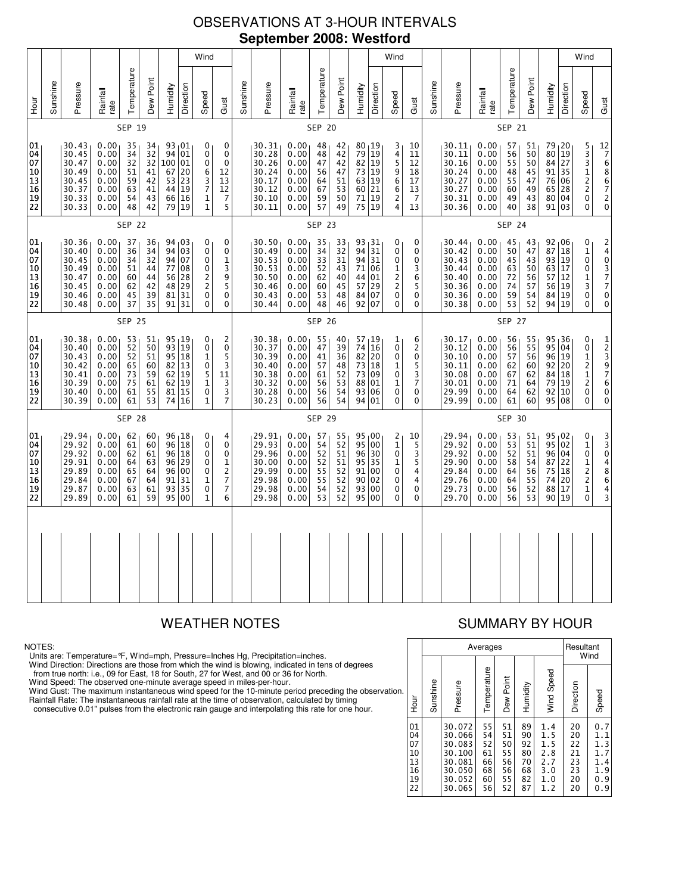# OBSERVATIONS AT 3-HOUR INTERVALS

## September 2008: Westford

### SEP 19

| Hour | Sunshine | Pressure | Rainfall rate | Temperature | Dew Point | Humidity | Wind Direction | Wind Speed | Wind Gust |
|---|---|---|---|---|---|---|---|---|---|
| 01 | | 30.43 | 0.00 | 35 | 34 | 93 | 01 | 0 | 0 |
| 04 | | 30.45 | 0.00 | 34 | 32 | 94 | 01 | 0 | 0 |
| 07 | | 30.47 | 0.00 | 32 | 32 | 100 | 01 | 0 | 0 |
| 10 | | 30.49 | 0.00 | 51 | 41 | 67 | 20 | 6 | 12 |
| 13 | | 30.45 | 0.00 | 59 | 42 | 53 | 23 | 3 | 13 |
| 16 | | 30.37 | 0.00 | 63 | 41 | 44 | 19 | 7 | 12 |
| 19 | | 30.33 | 0.00 | 54 | 43 | 66 | 16 | 1 | 7 |
| 22 | | 30.33 | 0.00 | 48 | 42 | 79 | 19 | 1 | 5 |

### SEP 20

| Hour | Sunshine | Pressure | Rainfall rate | Temperature | Dew Point | Humidity | Wind Direction | Wind Speed | Wind Gust |
|---|---|---|---|---|---|---|---|---|---|
| 01 | | 30.31 | 0.00 | 48 | 42 | 80 | 19 | 3 | 10 |
| 04 | | 30.28 | 0.00 | 48 | 42 | 79 | 19 | 4 | 11 |
| 07 | | 30.26 | 0.00 | 47 | 42 | 82 | 19 | 5 | 12 |
| 10 | | 30.24 | 0.00 | 56 | 47 | 73 | 19 | 9 | 18 |
| 13 | | 30.17 | 0.00 | 64 | 51 | 63 | 19 | 6 | 17 |
| 16 | | 30.12 | 0.00 | 67 | 53 | 60 | 21 | 6 | 13 |
| 19 | | 30.10 | 0.00 | 59 | 50 | 71 | 19 | 2 | 7 |
| 22 | | 30.11 | 0.00 | 57 | 49 | 75 | 19 | 4 | 13 |

### SEP 21

| Hour | Sunshine | Pressure | Rainfall rate | Temperature | Dew Point | Humidity | Wind Direction | Wind Speed | Wind Gust |
|---|---|---|---|---|---|---|---|---|---|
| 01 | | 30.11 | 0.00 | 57 | 51 | 79 | 20 | 5 | 12 |
| 04 | | 30.11 | 0.00 | 56 | 50 | 80 | 19 | 3 | 7 |
| 07 | | 30.16 | 0.00 | 55 | 50 | 84 | 27 | 3 | 6 |
| 10 | | 30.24 | 0.00 | 48 | 45 | 91 | 35 | 1 | 8 |
| 13 | | 30.27 | 0.00 | 55 | 47 | 76 | 06 | 2 | 6 |
| 16 | | 30.27 | 0.00 | 60 | 49 | 65 | 28 | 2 | 7 |
| 19 | | 30.31 | 0.00 | 49 | 43 | 80 | 04 | 0 | 2 |
| 22 | | 30.36 | 0.00 | 40 | 38 | 91 | 03 | 0 | 0 |

### SEP 22

| Hour | Sunshine | Pressure | Rainfall rate | Temperature | Dew Point | Humidity | Wind Direction | Wind Speed | Wind Gust |
|---|---|---|---|---|---|---|---|---|---|
| 01 | | 30.36 | 0.00 | 37 | 36 | 94 | 03 | 0 | 0 |
| 04 | | 30.40 | 0.00 | 36 | 34 | 94 | 03 | 0 | 0 |
| 07 | | 30.45 | 0.00 | 34 | 32 | 94 | 07 | 0 | 1 |
| 10 | | 30.49 | 0.00 | 51 | 44 | 77 | 08 | 0 | 3 |
| 13 | | 30.47 | 0.00 | 60 | 44 | 56 | 28 | 2 | 9 |
| 16 | | 30.45 | 0.00 | 62 | 42 | 48 | 29 | 2 | 5 |
| 19 | | 30.46 | 0.00 | 45 | 39 | 81 | 31 | 0 | 0 |
| 22 | | 30.48 | 0.00 | 37 | 35 | 91 | 31 | 0 | 0 |

### SEP 23

| Hour | Sunshine | Pressure | Rainfall rate | Temperature | Dew Point | Humidity | Wind Direction | Wind Speed | Wind Gust |
|---|---|---|---|---|---|---|---|---|---|
| 01 | | 30.50 | 0.00 | 35 | 33 | 93 | 31 | 0 | 0 |
| 04 | | 30.49 | 0.00 | 34 | 32 | 94 | 31 | 0 | 0 |
| 07 | | 30.53 | 0.00 | 33 | 31 | 94 | 31 | 0 | 0 |
| 10 | | 30.53 | 0.00 | 52 | 43 | 71 | 06 | 1 | 3 |
| 13 | | 30.50 | 0.00 | 62 | 40 | 44 | 01 | 2 | 6 |
| 16 | | 30.46 | 0.00 | 60 | 45 | 57 | 29 | 2 | 5 |
| 19 | | 30.43 | 0.00 | 53 | 48 | 84 | 07 | 0 | 0 |
| 22 | | 30.44 | 0.00 | 48 | 46 | 92 | 07 | 0 | 0 |

### SEP 24

| Hour | Sunshine | Pressure | Rainfall rate | Temperature | Dew Point | Humidity | Wind Direction | Wind Speed | Wind Gust |
|---|---|---|---|---|---|---|---|---|---|
| 01 | | 30.44 | 0.00 | 45 | 43 | 92 | 06 | 0 | 2 |
| 04 | | 30.42 | 0.00 | 50 | 47 | 87 | 18 | 1 | 4 |
| 07 | | 30.43 | 0.00 | 45 | 43 | 93 | 19 | 0 | 0 |
| 10 | | 30.44 | 0.00 | 63 | 50 | 63 | 17 | 0 | 3 |
| 13 | | 30.40 | 0.00 | 72 | 56 | 57 | 12 | 1 | 7 |
| 16 | | 30.36 | 0.00 | 74 | 57 | 56 | 19 | 3 | 7 |
| 19 | | 30.36 | 0.00 | 59 | 54 | 84 | 19 | 0 | 0 |
| 22 | | 30.38 | 0.00 | 53 | 52 | 94 | 19 | 0 | 0 |

### SEP 25

| Hour | Sunshine | Pressure | Rainfall rate | Temperature | Dew Point | Humidity | Wind Direction | Wind Speed | Wind Gust |
|---|---|---|---|---|---|---|---|---|---|
| 01 | | 30.38 | 0.00 | 53 | 51 | 95 | 19 | 0 | 2 |
| 04 | | 30.40 | 0.00 | 52 | 50 | 93 | 19 | 0 | 0 |
| 07 | | 30.43 | 0.00 | 52 | 51 | 95 | 18 | 1 | 5 |
| 10 | | 30.42 | 0.00 | 65 | 60 | 82 | 13 | 0 | 3 |
| 13 | | 30.41 | 0.00 | 73 | 59 | 62 | 19 | 5 | 11 |
| 16 | | 30.39 | 0.00 | 75 | 61 | 62 | 19 | 1 | 3 |
| 19 | | 30.40 | 0.00 | 61 | 55 | 81 | 15 | 0 | 3 |
| 22 | | 30.39 | 0.00 | 61 | 53 | 74 | 16 | 1 | 7 |

### SEP 26

| Hour | Sunshine | Pressure | Rainfall rate | Temperature | Dew Point | Humidity | Wind Direction | Wind Speed | Wind Gust |
|---|---|---|---|---|---|---|---|---|---|
| 01 | | 30.38 | 0.00 | 55 | 40 | 57 | 19 | 1 | 6 |
| 04 | | 30.37 | 0.00 | 47 | 39 | 74 | 16 | 0 | 2 |
| 07 | | 30.39 | 0.00 | 41 | 36 | 82 | 20 | 0 | 0 |
| 10 | | 30.40 | 0.00 | 57 | 48 | 73 | 18 | 1 | 5 |
| 13 | | 30.38 | 0.00 | 61 | 52 | 73 | 09 | 0 | 3 |
| 16 | | 30.32 | 0.00 | 56 | 53 | 88 | 01 | 1 | 7 |
| 19 | | 30.28 | 0.00 | 56 | 54 | 93 | 06 | 0 | 0 |
| 22 | | 30.23 | 0.00 | 56 | 54 | 94 | 01 | 0 | 0 |

### SEP 27

| Hour | Sunshine | Pressure | Rainfall rate | Temperature | Dew Point | Humidity | Wind Direction | Wind Speed | Wind Gust |
|---|---|---|---|---|---|---|---|---|---|
| 01 | | 30.17 | 0.00 | 56 | 55 | 95 | 36 | 0 | 1 |
| 04 | | 30.12 | 0.00 | 56 | 55 | 95 | 04 | 0 | 2 |
| 07 | | 30.10 | 0.00 | 57 | 56 | 96 | 19 | 1 | 3 |
| 10 | | 30.11 | 0.00 | 62 | 60 | 92 | 20 | 2 | 9 |
| 13 | | 30.08 | 0.00 | 67 | 62 | 84 | 18 | 1 | 7 |
| 16 | | 30.01 | 0.00 | 71 | 64 | 79 | 19 | 2 | 6 |
| 19 | | 29.99 | 0.00 | 64 | 62 | 92 | 10 | 0 | 0 |
| 22 | | 29.99 | 0.00 | 61 | 60 | 95 | 08 | 0 | 0 |

### SEP 28

| Hour | Sunshine | Pressure | Rainfall rate | Temperature | Dew Point | Humidity | Wind Direction | Wind Speed | Wind Gust |
|---|---|---|---|---|---|---|---|---|---|
| 01 | | 29.94 | 0.00 | 62 | 60 | 96 | 18 | 0 | 4 |
| 04 | | 29.92 | 0.00 | 61 | 60 | 96 | 18 | 0 | 0 |
| 07 | | 29.92 | 0.00 | 62 | 61 | 96 | 18 | 0 | 0 |
| 10 | | 29.91 | 0.00 | 64 | 63 | 96 | 29 | 0 | 1 |
| 13 | | 29.89 | 0.00 | 65 | 64 | 96 | 00 | 0 | 2 |
| 16 | | 29.84 | 0.00 | 67 | 64 | 91 | 31 | 1 | 7 |
| 19 | | 29.87 | 0.00 | 63 | 61 | 93 | 35 | 0 | 7 |
| 22 | | 29.89 | 0.00 | 61 | 59 | 95 | 00 | 1 | 6 |

### SEP 29

| Hour | Sunshine | Pressure | Rainfall rate | Temperature | Dew Point | Humidity | Wind Direction | Wind Speed | Wind Gust |
|---|---|---|---|---|---|---|---|---|---|
| 01 | | 29.91 | 0.00 | 57 | 55 | 95 | 00 | 2 | 10 |
| 04 | | 29.93 | 0.00 | 54 | 52 | 95 | 00 | 1 | 5 |
| 07 | | 29.96 | 0.00 | 52 | 51 | 96 | 30 | 0 | 3 |
| 10 | | 30.00 | 0.00 | 52 | 51 | 95 | 35 | 1 | 5 |
| 13 | | 29.99 | 0.00 | 55 | 52 | 91 | 00 | 0 | 4 |
| 16 | | 29.98 | 0.00 | 55 | 52 | 90 | 02 | 0 | 4 |
| 19 | | 29.98 | 0.00 | 54 | 52 | 93 | 00 | 0 | 0 |
| 22 | | 29.98 | 0.00 | 53 | 52 | 95 | 00 | 0 | 0 |

### SEP 30

| Hour | Sunshine | Pressure | Rainfall rate | Temperature | Dew Point | Humidity | Wind Direction | Wind Speed | Wind Gust |
|---|---|---|---|---|---|---|---|---|---|
| 01 | | 29.94 | 0.00 | 53 | 51 | 95 | 02 | 0 | 3 |
| 04 | | 29.92 | 0.00 | 53 | 51 | 95 | 02 | 1 | 3 |
| 07 | | 29.92 | 0.00 | 52 | 51 | 96 | 04 | 0 | 0 |
| 10 | | 29.90 | 0.00 | 58 | 54 | 87 | 22 | 1 | 4 |
| 13 | | 29.84 | 0.00 | 64 | 56 | 75 | 18 | 2 | 8 |
| 16 | | 29.76 | 0.00 | 64 | 55 | 74 | 20 | 2 | 6 |
| 19 | | 29.73 | 0.00 | 56 | 52 | 88 | 17 | 1 | 4 |
| 22 | | 29.70 | 0.00 | 56 | 53 | 90 | 19 | 0 | 3 |

## WEATHER NOTES

NOTES:
Units are: Temperature=°F, Wind=mph, Pressure=Inches Hg, Precipitation=inches.
Wind Direction: Directions are those from which the wind is blowing, indicated in tens of degrees from true north: i.e., 09 for East, 18 for South, 27 for West, and 00 or 36 for North.
Wind Speed: The observed one-minute average speed in miles-per-hour.
Wind Gust: The maximum instantaneous wind speed for the 10-minute period preceding the observation.
Rainfall Rate: The instantaneous rainfall rate at the time of observation, calculated by timing consecutive 0.01" pulses from the electronic rain gauge and interpolating this rate for one hour.

## SUMMARY BY HOUR

| Hour | Averages: Sunshine | Pressure | Temperature | Dew Point | Humidity | Wind Speed | Resultant Wind: Direction | Speed |
|---|---|---|---|---|---|---|---|---|
| 01 | | 30.072 | 55 | 51 | 89 | 1.4 | 20 | 0.7 |
| 04 | | 30.066 | 54 | 51 | 90 | 1.5 | 20 | 1.1 |
| 07 | | 30.083 | 52 | 50 | 92 | 1.5 | 22 | 1.3 |
| 10 | | 30.100 | 61 | 55 | 80 | 2.8 | 21 | 1.7 |
| 13 | | 30.081 | 66 | 56 | 70 | 2.7 | 23 | 1.4 |
| 16 | | 30.050 | 68 | 56 | 68 | 3.0 | 23 | 1.9 |
| 19 | | 30.052 | 60 | 55 | 82 | 1.0 | 20 | 0.9 |
| 22 | | 30.065 | 56 | 52 | 87 | 1.2 | 20 | 0.9 |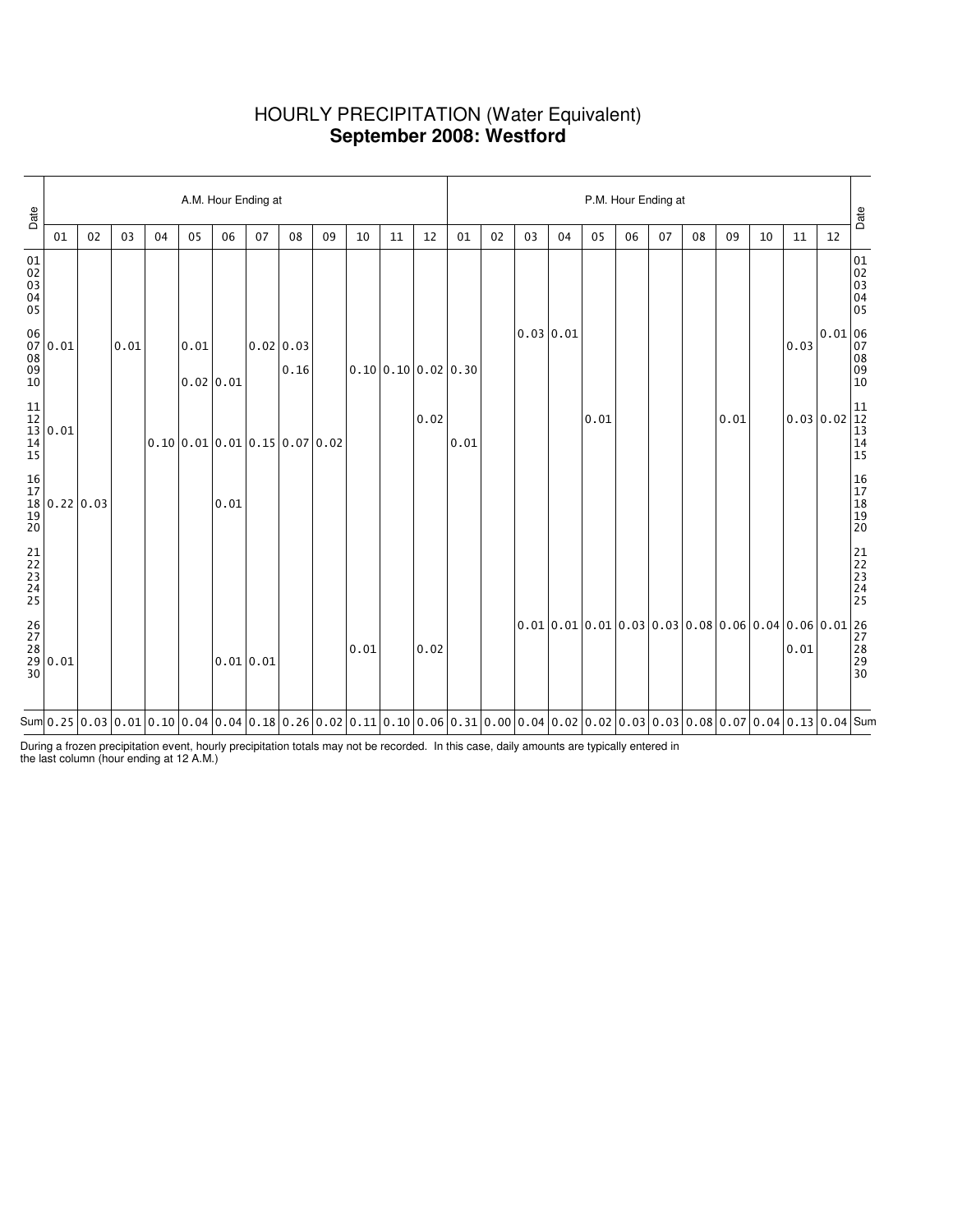# HOURLY PRECIPITATION (Water Equivalent)
## **September 2008: Westford**

| Date | A.M. Hour Ending at | | | | | | | | | | | | P.M. Hour Ending at | | | | | | | | | | | | Date |
|---|---|---|---|---|---|---|---|---|---|---|---|---|---|---|---|---|---|---|---|---|---|---|---|---|---|
| | 01 | 02 | 03 | 04 | 05 | 06 | 07 | 08 | 09 | 10 | 11 | 12 | 01 | 02 | 03 | 04 | 05 | 06 | 07 | 08 | 09 | 10 | 11 | 12 | |
| 01 | | | | | | | | | | | | | | | | | | | | | | | | | 01 |
| 02 | | | | | | | | | | | | | | | | | | | | | | | | | 02 |
| 03 | | | | | | | | | | | | | | | | | | | | | | | | | 03 |
| 04 | | | | | | | | | | | | | | | | | | | | | | | | | 04 |
| 05 | | | | | | | | | | | | | | | | | | | | | | | | | 05 |
| 06 | | | | | | | | | | | | | | | 0.03 | 0.01 | | | | | | | | 0.01 | 06 |
| 07 | 0.01 | | 0.01 | | 0.01 | | 0.02 | 0.03 | | | | | | | | | | | | | | | 0.03 | | 07 |
| 08 | | | | | | | | | | | | | | | | | | | | | | | | | 08 |
| 09 | | | | | | | | 0.16 | | 0.10 | 0.10 | 0.02 | 0.30 | | | | | | | | | | | | 09 |
| 10 | | | | | 0.02 | 0.01 | | | | | | | | | | | | | | | | | | | 10 |
| 11 | | | | | | | | | | | | | | | | | | | | | | | | | 11 |
| 12 | | | | | | | | | | | | 0.02 | | | | | 0.01 | | | | 0.01 | | 0.03 | 0.02 | 12 |
| 13 | 0.01 | | | | | | | | | | | | | | | | | | | | | | | | 13 |
| 14 | | | | 0.10 | 0.01 | 0.01 | 0.15 | 0.07 | 0.02 | | | | 0.01 | | | | | | | | | | | | 14 |
| 15 | | | | | | | | | | | | | | | | | | | | | | | | | 15 |
| 16 | | | | | | | | | | | | | | | | | | | | | | | | | 16 |
| 17 | | | | | | | | | | | | | | | | | | | | | | | | | 17 |
| 18 | 0.22 | 0.03 | | | | 0.01 | | | | | | | | | | | | | | | | | | | 18 |
| 19 | | | | | | | | | | | | | | | | | | | | | | | | | 19 |
| 20 | | | | | | | | | | | | | | | | | | | | | | | | | 20 |
| 21 | | | | | | | | | | | | | | | | | | | | | | | | | 21 |
| 22 | | | | | | | | | | | | | | | | | | | | | | | | | 22 |
| 23 | | | | | | | | | | | | | | | | | | | | | | | | | 23 |
| 24 | | | | | | | | | | | | | | | | | | | | | | | | | 24 |
| 25 | | | | | | | | | | | | | | | | | | | | | | | | | 25 |
| 26 | | | | | | | | | | | | | | | 0.01 | 0.01 | 0.01 | 0.03 | 0.03 | 0.08 | 0.06 | 0.04 | 0.06 | 0.01 | 26 |
| 27 | | | | | | | | | | | | | | | | | | | | | | | | | 27 |
| 28 | | | | | | | | | | 0.01 | | 0.02 | | | | | | | | | | | 0.01 | | 28 |
| 29 | 0.01 | | | | | 0.01 | 0.01 | | | | | | | | | | | | | | | | | | 29 |
| 30 | | | | | | | | | | | | | | | | | | | | | | | | | 30 |
| Sum | 0.25 | 0.03 | 0.01 | 0.10 | 0.04 | 0.04 | 0.18 | 0.26 | 0.02 | 0.11 | 0.10 | 0.06 | 0.31 | 0.00 | 0.04 | 0.02 | 0.02 | 0.03 | 0.03 | 0.08 | 0.07 | 0.04 | 0.13 | 0.04 | Sum |

During a frozen precipitation event, hourly precipitation totals may not be recorded. In this case, daily amounts are typically entered in the last column (hour ending at 12 A.M.)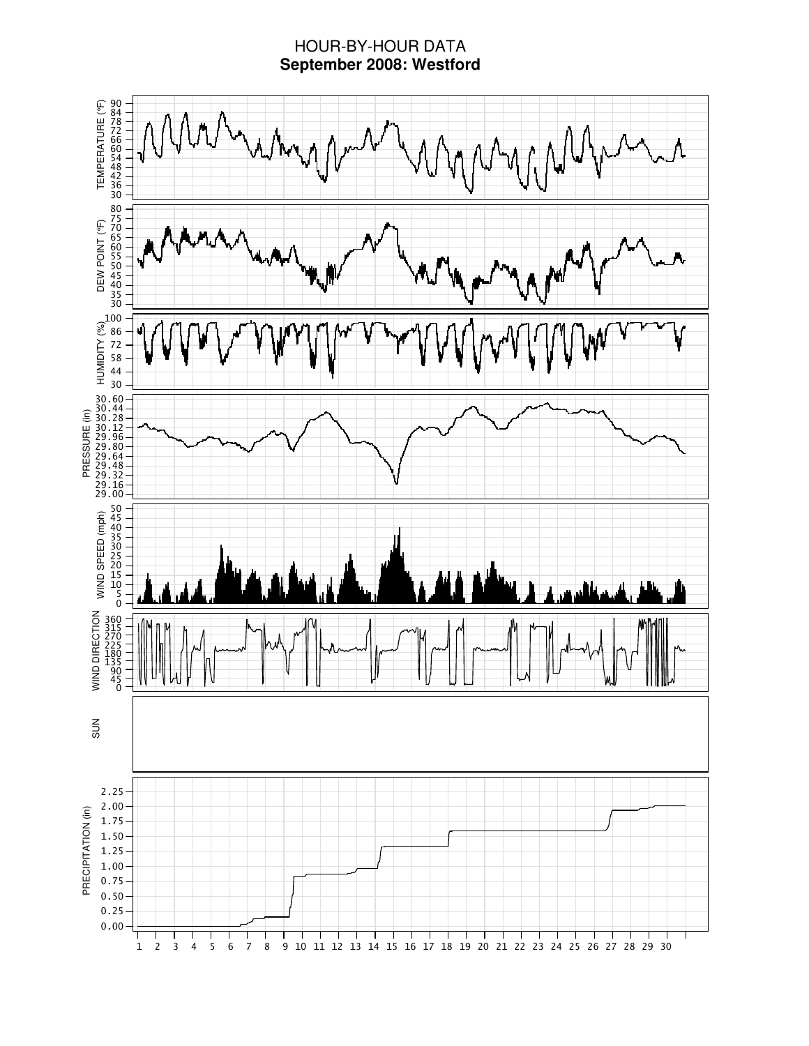# HOUR-BY-HOUR DATA

**September 2008: Westford**

TEMPERATURE (°F)

DEW POINT (°F)

HUMIDITY (%)

PRESSURE (in)

WIND SPEED (mph)

WIND DIRECTION

SUN

PRECIPITATION (in)

1 2 3 4 5 6 7 8 9 10 11 12 13 14 15 16 17 18 19 20 21 22 23 24 25 26 27 28 29 30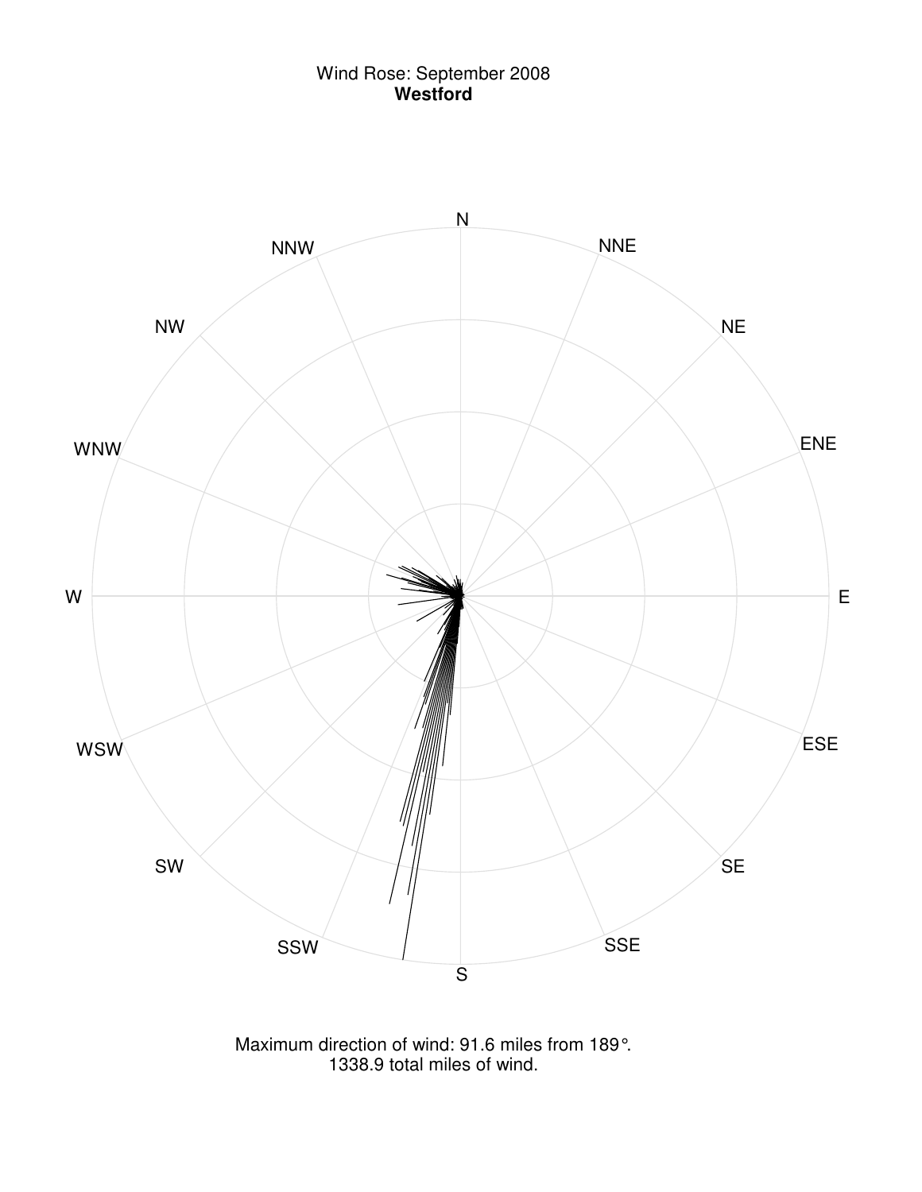Wind Rose: September 2008

**Westford**

N

NNE

NE

ENE

E

ESE

SE

SSE

S

SSW

SW

WSW

W

WNW

NW

NNW

Maximum direction of wind: 91.6 miles from 189°.

1338.9 total miles of wind.